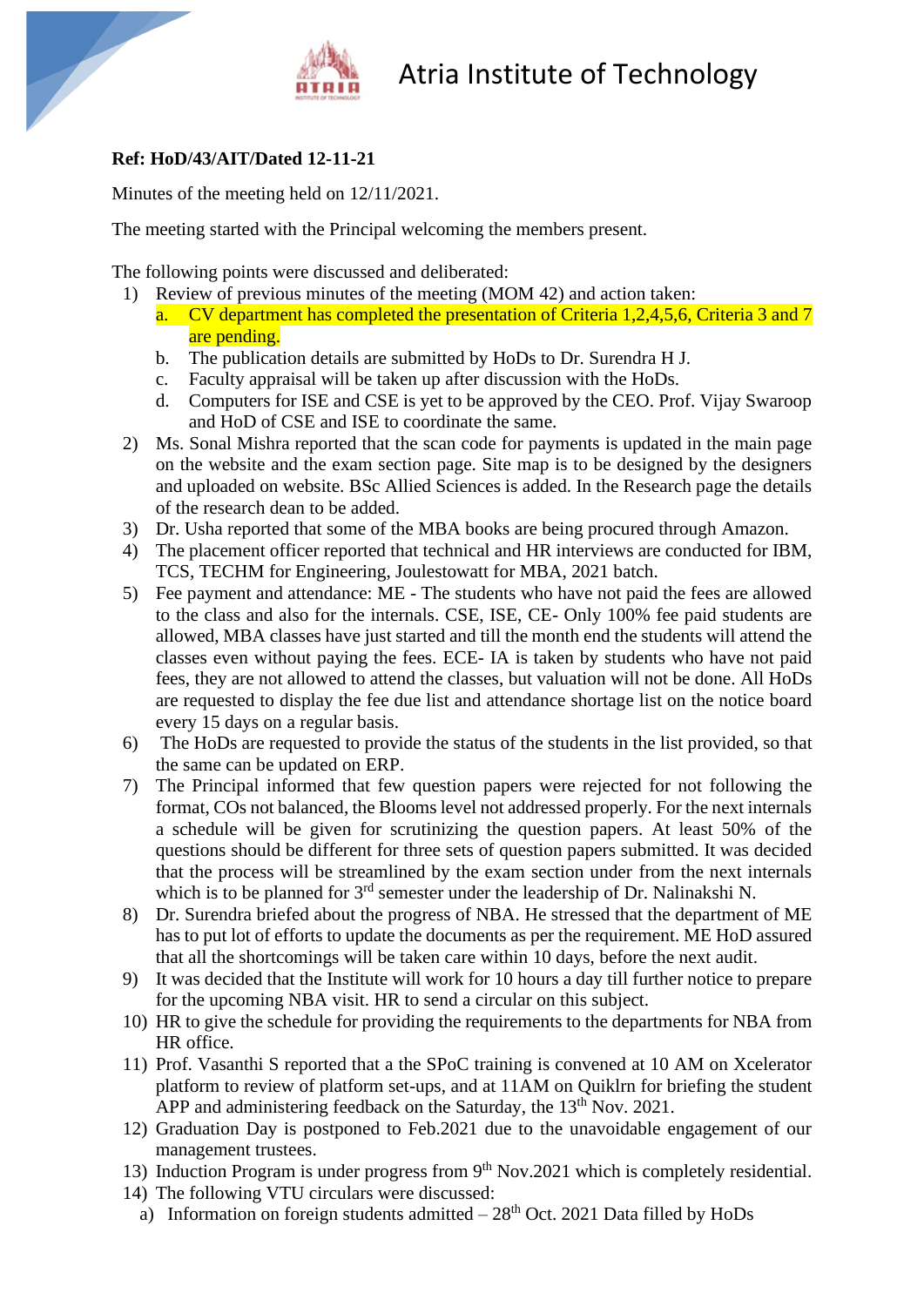# Atria Institute of Technology

**Ref: HoD/43/AIT/Dated 12-11-21**

Minutes of the meeting held on 12/11/2021.

The meeting started with the Principal welcoming the members present.

The following points were discussed and deliberated:

1) Review of previous minutes of the meeting (MOM 42) and action taken:
   a. CV department has completed the presentation of Criteria 1,2,4,5,6, Criteria 3 and 7 are pending.
   b. The publication details are submitted by HoDs to Dr. Surendra H J.
   c. Faculty appraisal will be taken up after discussion with the HoDs.
   d. Computers for ISE and CSE is yet to be approved by the CEO. Prof. Vijay Swaroop and HoD of CSE and ISE to coordinate the same.
2) Ms. Sonal Mishra reported that the scan code for payments is updated in the main page on the website and the exam section page. Site map is to be designed by the designers and uploaded on website. BSc Allied Sciences is added. In the Research page the details of the research dean to be added.
3) Dr. Usha reported that some of the MBA books are being procured through Amazon.
4) The placement officer reported that technical and HR interviews are conducted for IBM, TCS, TECHM for Engineering, Joulestowatt for MBA, 2021 batch.
5) Fee payment and attendance: ME - The students who have not paid the fees are allowed to the class and also for the internals. CSE, ISE, CE- Only 100% fee paid students are allowed, MBA classes have just started and till the month end the students will attend the classes even without paying the fees. ECE- IA is taken by students who have not paid fees, they are not allowed to attend the classes, but valuation will not be done. All HoDs are requested to display the fee due list and attendance shortage list on the notice board every 15 days on a regular basis.
6) The HoDs are requested to provide the status of the students in the list provided, so that the same can be updated on ERP.
7) The Principal informed that few question papers were rejected for not following the format, COs not balanced, the Blooms level not addressed properly. For the next internals a schedule will be given for scrutinizing the question papers. At least 50% of the questions should be different for three sets of question papers submitted. It was decided that the process will be streamlined by the exam section under from the next internals which is to be planned for 3rd semester under the leadership of Dr. Nalinakshi N.
8) Dr. Surendra briefed about the progress of NBA. He stressed that the department of ME has to put lot of efforts to update the documents as per the requirement. ME HoD assured that all the shortcomings will be taken care within 10 days, before the next audit.
9) It was decided that the Institute will work for 10 hours a day till further notice to prepare for the upcoming NBA visit. HR to send a circular on this subject.
10) HR to give the schedule for providing the requirements to the departments for NBA from HR office.
11) Prof. Vasanthi S reported that a the SPoC training is convened at 10 AM on Xcelerator platform to review of platform set-ups, and at 11AM on Quiklrn for briefing the student APP and administering feedback on the Saturday, the 13th Nov. 2021.
12) Graduation Day is postponed to Feb.2021 due to the unavoidable engagement of our management trustees.
13) Induction Program is under progress from 9th Nov.2021 which is completely residential.
14) The following VTU circulars were discussed:
    a) Information on foreign students admitted – 28th Oct. 2021 Data filled by HoDs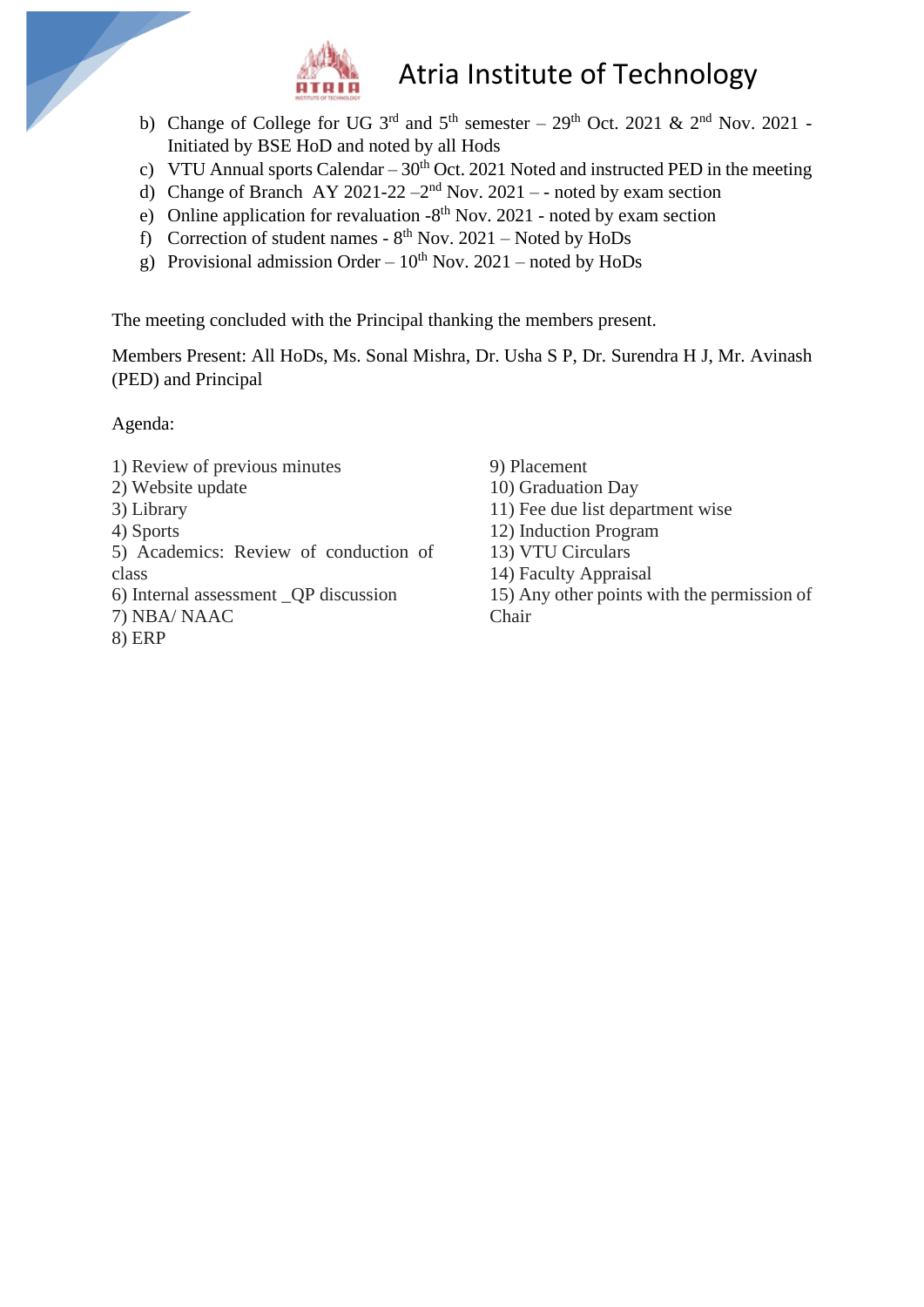b) Change of College for UG 3rd and 5th semester – 29th Oct. 2021 & 2nd Nov. 2021 - Initiated by BSE HoD and noted by all Hods
c) VTU Annual sports Calendar – 30th Oct. 2021 Noted and instructed PED in the meeting
d) Change of Branch AY 2021-22 –2nd Nov. 2021 – - noted by exam section
e) Online application for revaluation -8th Nov. 2021 - noted by exam section
f) Correction of student names - 8th Nov. 2021 – Noted by HoDs
g) Provisional admission Order – 10th Nov. 2021 – noted by HoDs

The meeting concluded with the Principal thanking the members present.

Members Present: All HoDs, Ms. Sonal Mishra, Dr. Usha S P, Dr. Surendra H J, Mr. Avinash (PED) and Principal

Agenda:

1) Review of previous minutes
2) Website update
3) Library
4) Sports
5) Academics: Review of conduction of class
6) Internal assessment _QP discussion
7) NBA/ NAAC
8) ERP
9) Placement
10) Graduation Day
11) Fee due list department wise
12) Induction Program
13) VTU Circulars
14) Faculty Appraisal
15) Any other points with the permission of Chair